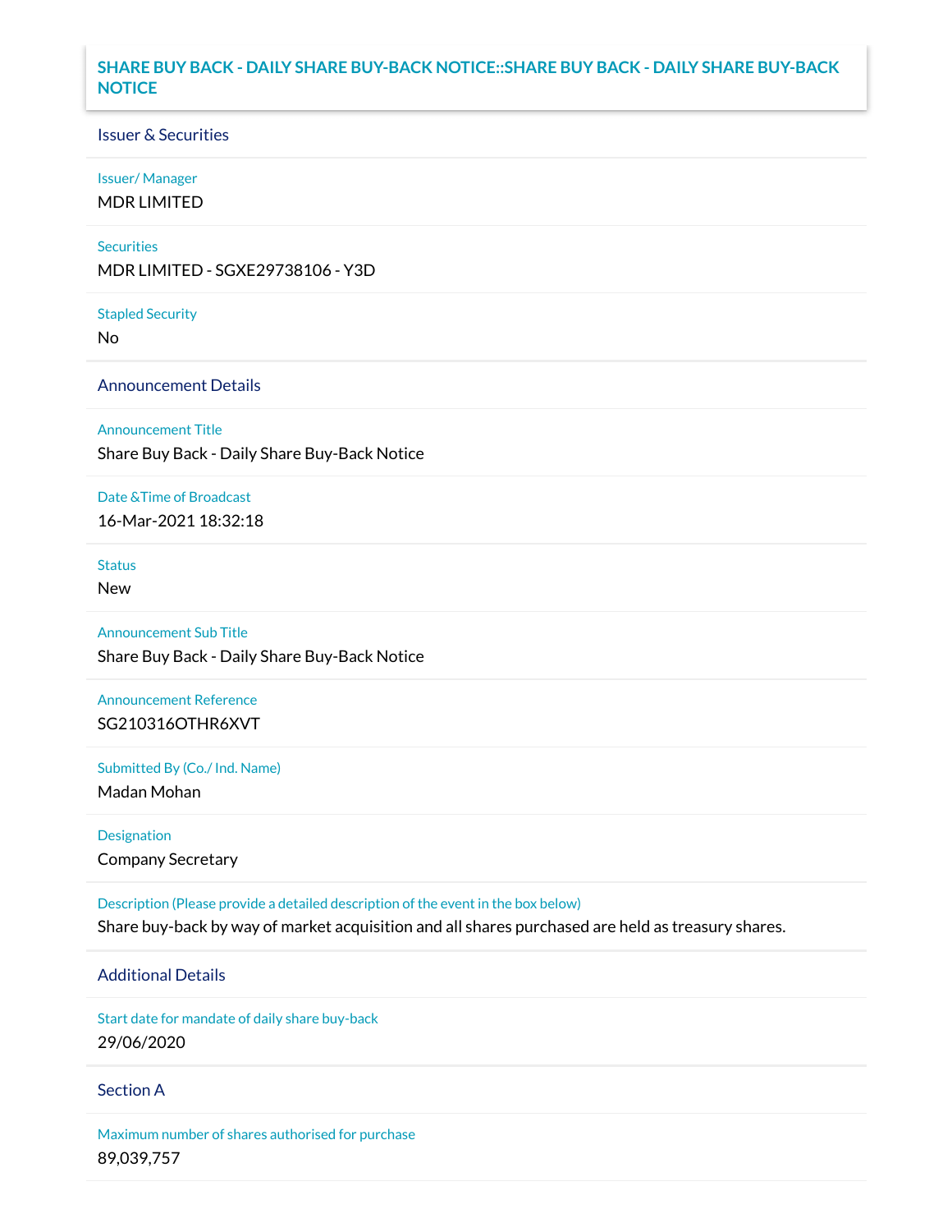# SHARE BUY BACK - DAILY SHARE BUY-BACK NOTICE::SHARE BUY BACK - DAILY SHARE BUY-BACK NOTICE

## Issuer & Securities

**Issuer/ Manager**

MDR LIMITED

**Securities**

MDR LIMITED - SGXE29738106 - Y3D

**Stapled Security**

No

## Announcement Details

**Announcement Title**

Share Buy Back - Daily Share Buy-Back Notice

**Date &Time of Broadcast**

16-Mar-2021 18:32:18

**Status**

New

**Announcement Sub Title**

Share Buy Back - Daily Share Buy-Back Notice

**Announcement Reference**

SG210316OTHR6XVT

**Submitted By (Co./ Ind. Name)**

Madan Mohan

**Designation**

Company Secretary

**Description (Please provide a detailed description of the event in the box below)**

Share buy-back by way of market acquisition and all shares purchased are held as treasury shares.

## Additional Details

**Start date for mandate of daily share buy-back**

29/06/2020

## Section A

**Maximum number of shares authorised for purchase**

89,039,757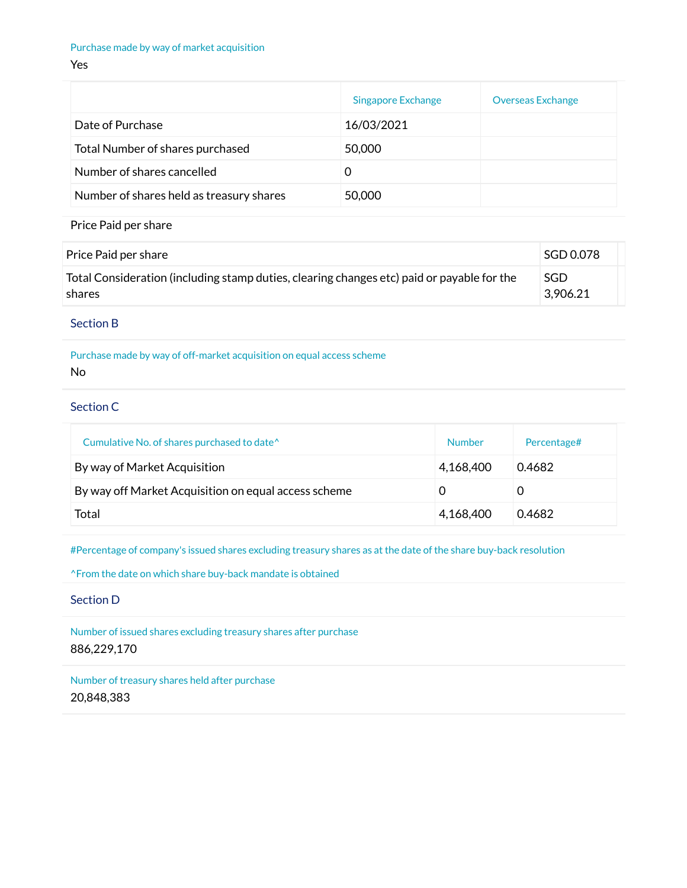Purchase made by way of market acquisition

Yes

| | Singapore Exchange | Overseas Exchange |
|---|---|---|
| Date of Purchase | 16/03/2021 | |
| Total Number of shares purchased | 50,000 | |
| Number of shares cancelled | 0 | |
| Number of shares held as treasury shares | 50,000 | |

Price Paid per share

| | |
|---|---|
| Price Paid per share | SGD 0.078 |
| Total Consideration (including stamp duties, clearing changes etc) paid or payable for the shares | SGD 3,906.21 |

## Section B

Purchase made by way of off-market acquisition on equal access scheme

No

## Section C

| Cumulative No. of shares purchased to date^ | Number | Percentage# |
|---|---|---|
| By way of Market Acquisition | 4,168,400 | 0.4682 |
| By way off Market Acquisition on equal access scheme | 0 | 0 |
| Total | 4,168,400 | 0.4682 |

#Percentage of company's issued shares excluding treasury shares as at the date of the share buy-back resolution

^From the date on which share buy-back mandate is obtained

## Section D

Number of issued shares excluding treasury shares after purchase

886,229,170

Number of treasury shares held after purchase

20,848,383